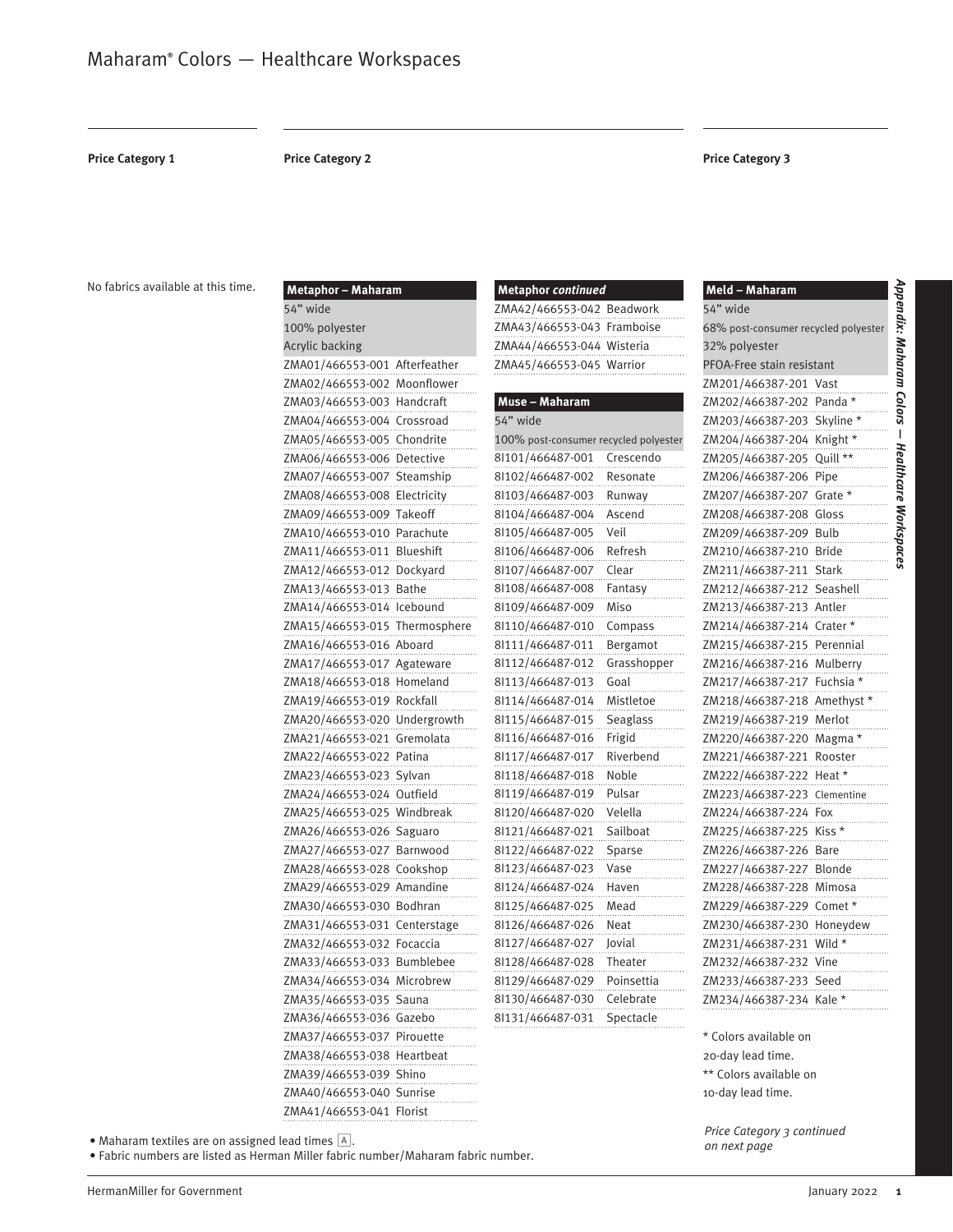# Maharam® Colors — Healthcare Workspaces

## Price Category 1

No fabrics available at this time.

## Price Category 2

### Metaphor – Maharam

54" wide
100% polyester
Acrylic backing

ZMA01/466553-001 Afterfeather
ZMA02/466553-002 Moonflower
ZMA03/466553-003 Handcraft
ZMA04/466553-004 Crossroad
ZMA05/466553-005 Chondrite
ZMA06/466553-006 Detective
ZMA07/466553-007 Steamship
ZMA08/466553-008 Electricity
ZMA09/466553-009 Takeoff
ZMA10/466553-010 Parachute
ZMA11/466553-011 Blueshift
ZMA12/466553-012 Dockyard
ZMA13/466553-013 Bathe
ZMA14/466553-014 Icebound
ZMA15/466553-015 Thermosphere
ZMA16/466553-016 Aboard
ZMA17/466553-017 Agateware
ZMA18/466553-018 Homeland
ZMA19/466553-019 Rockfall
ZMA20/466553-020 Undergrowth
ZMA21/466553-021 Gremolata
ZMA22/466553-022 Patina
ZMA23/466553-023 Sylvan
ZMA24/466553-024 Outfield
ZMA25/466553-025 Windbreak
ZMA26/466553-026 Saguaro
ZMA27/466553-027 Barnwood
ZMA28/466553-028 Cookshop
ZMA29/466553-029 Amandine
ZMA30/466553-030 Bodhran
ZMA31/466553-031 Centerstage
ZMA32/466553-032 Focaccia
ZMA33/466553-033 Bumblebee
ZMA34/466553-034 Microbrew
ZMA35/466553-035 Sauna
ZMA36/466553-036 Gazebo
ZMA37/466553-037 Pirouette
ZMA38/466553-038 Heartbeat
ZMA39/466553-039 Shino
ZMA40/466553-040 Sunrise
ZMA41/466553-041 Florist

### Metaphor *continued*

ZMA42/466553-042 Beadwork
ZMA43/466553-043 Framboise
ZMA44/466553-044 Wisteria
ZMA45/466553-045 Warrior

### Muse – Maharam

54" wide
100% post-consumer recycled polyester

8I101/466487-001 Crescendo
8I102/466487-002 Resonate
8I103/466487-003 Runway
8I104/466487-004 Ascend
8I105/466487-005 Veil
8I106/466487-006 Refresh
8I107/466487-007 Clear
8I108/466487-008 Fantasy
8I109/466487-009 Miso
8I110/466487-010 Compass
8I111/466487-011 Bergamot
8I112/466487-012 Grasshopper
8I113/466487-013 Goal
8I114/466487-014 Mistletoe
8I115/466487-015 Seaglass
8I116/466487-016 Frigid
8I117/466487-017 Riverbend
8I118/466487-018 Noble
8I119/466487-019 Pulsar
8I120/466487-020 Velella
8I121/466487-021 Sailboat
8I122/466487-022 Sparse
8I123/466487-023 Vase
8I124/466487-024 Haven
8I125/466487-025 Mead
8I126/466487-026 Neat
8I127/466487-027 Jovial
8I128/466487-028 Theater
8I129/466487-029 Poinsettia
8I130/466487-030 Celebrate
8I131/466487-031 Spectacle

## Price Category 3

### Meld – Maharam

54" wide
68% post-consumer recycled polyester
32% polyester
PFOA-Free stain resistant

ZM201/466387-201 Vast
ZM202/466387-202 Panda *
ZM203/466387-203 Skyline *
ZM204/466387-204 Knight *
ZM205/466387-205 Quill **
ZM206/466387-206 Pipe
ZM207/466387-207 Grate *
ZM208/466387-208 Gloss
ZM209/466387-209 Bulb
ZM210/466387-210 Bride
ZM211/466387-211 Stark
ZM212/466387-212 Seashell
ZM213/466387-213 Antler
ZM214/466387-214 Crater *
ZM215/466387-215 Perennial
ZM216/466387-216 Mulberry
ZM217/466387-217 Fuchsia *
ZM218/466387-218 Amethyst *
ZM219/466387-219 Merlot
ZM220/466387-220 Magma *
ZM221/466387-221 Rooster
ZM222/466387-222 Heat *
ZM223/466387-223 Clementine
ZM224/466387-224 Fox
ZM225/466387-225 Kiss *
ZM226/466387-226 Bare
ZM227/466387-227 Blonde
ZM228/466387-228 Mimosa
ZM229/466387-229 Comet *
ZM230/466387-230 Honeydew
ZM231/466387-231 Wild *
ZM232/466387-232 Vine
ZM233/466387-233 Seed
ZM234/466387-234 Kale *

* Colors available on 20-day lead time.
** Colors available on 10-day lead time.

*Price Category 3 continued on next page*

- Maharam textiles are on assigned lead times A.
- Fabric numbers are listed as Herman Miller fabric number/Maharam fabric number.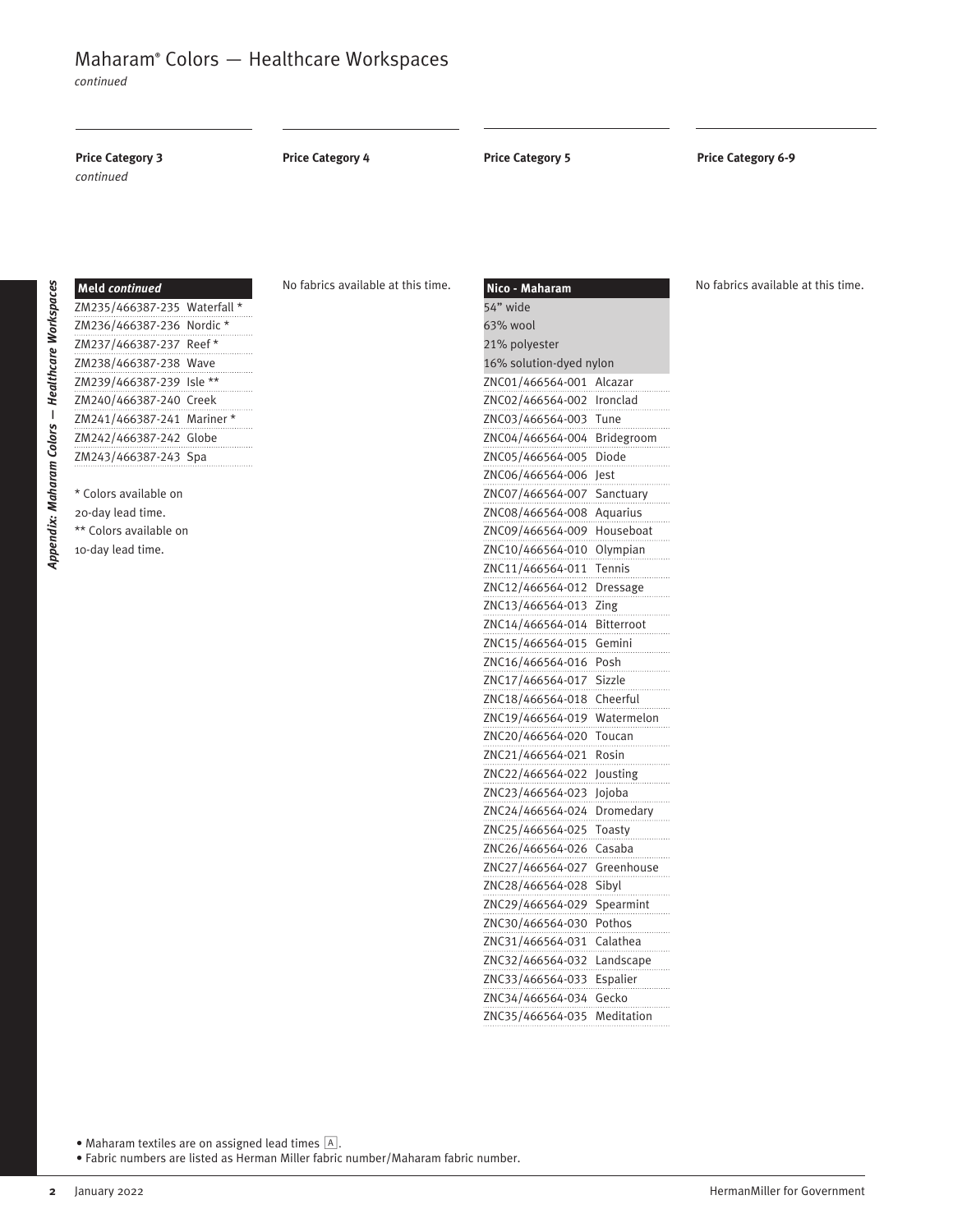# Maharam® Colors — Healthcare Workspaces

*continued*

### Price Category 3

*continued*

| Meld *continued* |
|---|
| ZM235/466387-235 Waterfall * |
| ZM236/466387-236 Nordic * |
| ZM237/466387-237 Reef * |
| ZM238/466387-238 Wave |
| ZM239/466387-239 Isle ** |
| ZM240/466387-240 Creek |
| ZM241/466387-241 Mariner * |
| ZM242/466387-242 Globe |
| ZM243/466387-243 Spa |

\* Colors available on 20-day lead time.
\** Colors available on 10-day lead time.

### Price Category 4

No fabrics available at this time.

### Price Category 5

| Nico - Maharam |
|---|
| 54" wide |
| 63% wool |
| 21% polyester |
| 16% solution-dyed nylon |
| ZNC01/466564-001 Alcazar |
| ZNC02/466564-002 Ironclad |
| ZNC03/466564-003 Tune |
| ZNC04/466564-004 Bridegroom |
| ZNC05/466564-005 Diode |
| ZNC06/466564-006 Jest |
| ZNC07/466564-007 Sanctuary |
| ZNC08/466564-008 Aquarius |
| ZNC09/466564-009 Houseboat |
| ZNC10/466564-010 Olympian |
| ZNC11/466564-011 Tennis |
| ZNC12/466564-012 Dressage |
| ZNC13/466564-013 Zing |
| ZNC14/466564-014 Bitterroot |
| ZNC15/466564-015 Gemini |
| ZNC16/466564-016 Posh |
| ZNC17/466564-017 Sizzle |
| ZNC18/466564-018 Cheerful |
| ZNC19/466564-019 Watermelon |
| ZNC20/466564-020 Toucan |
| ZNC21/466564-021 Rosin |
| ZNC22/466564-022 Jousting |
| ZNC23/466564-023 Jojoba |
| ZNC24/466564-024 Dromedary |
| ZNC25/466564-025 Toasty |
| ZNC26/466564-026 Casaba |
| ZNC27/466564-027 Greenhouse |
| ZNC28/466564-028 Sibyl |
| ZNC29/466564-029 Spearmint |
| ZNC30/466564-030 Pothos |
| ZNC31/466564-031 Calathea |
| ZNC32/466564-032 Landscape |
| ZNC33/466564-033 Espalier |
| ZNC34/466564-034 Gecko |
| ZNC35/466564-035 Meditation |

### Price Category 6-9

No fabrics available at this time.

- Maharam textiles are on assigned lead times A.
- Fabric numbers are listed as Herman Miller fabric number/Maharam fabric number.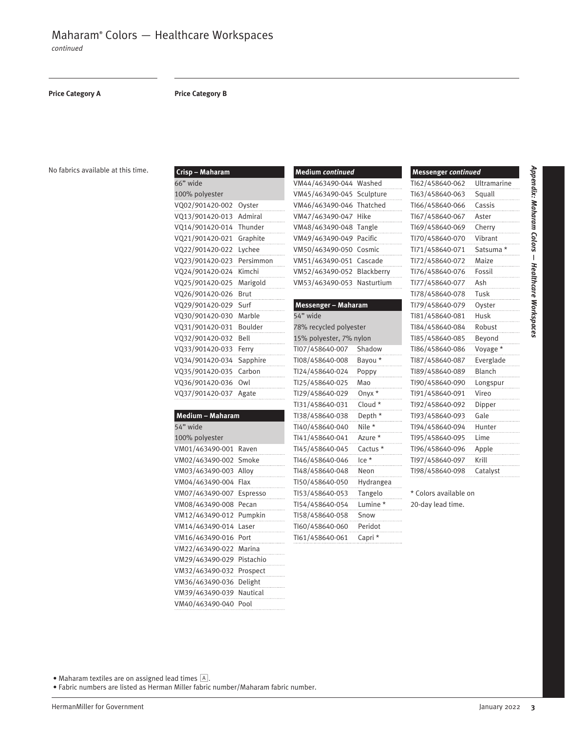# Maharam® Colors — Healthcare Workspaces

*continued*

**Price Category A**

No fabrics available at this time.

**Price Category B**

| Crisp – Maharam | |
|---|---|
| 66" wide | |
| 100% polyester | |
| VQ02/901420-002 | Oyster |
| VQ13/901420-013 | Admiral |
| VQ14/901420-014 | Thunder |
| VQ21/901420-021 | Graphite |
| VQ22/901420-022 | Lychee |
| VQ23/901420-023 | Persimmon |
| VQ24/901420-024 | Kimchi |
| VQ25/901420-025 | Marigold |
| VQ26/901420-026 | Brut |
| VQ29/901420-029 | Surf |
| VQ30/901420-030 | Marble |
| VQ31/901420-031 | Boulder |
| VQ32/901420-032 | Bell |
| VQ33/901420-033 | Ferry |
| VQ34/901420-034 | Sapphire |
| VQ35/901420-035 | Carbon |
| VQ36/901420-036 | Owl |
| VQ37/901420-037 | Agate |

| Medium – Maharam | |
|---|---|
| 54" wide | |
| 100% polyester | |
| VM01/463490-001 | Raven |
| VM02/463490-002 | Smoke |
| VM03/463490-003 | Alloy |
| VM04/463490-004 | Flax |
| VM07/463490-007 | Espresso |
| VM08/463490-008 | Pecan |
| VM12/463490-012 | Pumpkin |
| VM14/463490-014 | Laser |
| VM16/463490-016 | Port |
| VM22/463490-022 | Marina |
| VM29/463490-029 | Pistachio |
| VM32/463490-032 | Prospect |
| VM36/463490-036 | Delight |
| VM39/463490-039 | Nautical |
| VM40/463490-040 | Pool |
| VM44/463490-044 | Washed |
| VM45/463490-045 | Sculpture |
| VM46/463490-046 | Thatched |
| VM47/463490-047 | Hike |
| VM48/463490-048 | Tangle |
| VM49/463490-049 | Pacific |
| VM50/463490-050 | Cosmic |
| VM51/463490-051 | Cascade |
| VM52/463490-052 | Blackberry |
| VM53/463490-053 | Nasturtium |

| Messenger – Maharam | |
|---|---|
| 54" wide | |
| 78% recycled polyester | |
| 15% polyester, 7% nylon | |
| TI07/458640-007 | Shadow |
| TI08/458640-008 | Bayou * |
| TI24/458640-024 | Poppy |
| TI25/458640-025 | Mao |
| TI29/458640-029 | Onyx * |
| TI31/458640-031 | Cloud * |
| TI38/458640-038 | Depth * |
| TI40/458640-040 | Nile * |
| TI41/458640-041 | Azure * |
| TI45/458640-045 | Cactus * |
| TI46/458640-046 | Ice * |
| TI48/458640-048 | Neon |
| TI50/458640-050 | Hydrangea |
| TI53/458640-053 | Tangelo |
| TI54/458640-054 | Lumine * |
| TI58/458640-058 | Snow |
| TI60/458640-060 | Peridot |
| TI61/458640-061 | Capri * |
| TI62/458640-062 | Ultramarine |
| TI63/458640-063 | Squall |
| TI66/458640-066 | Cassis |
| TI67/458640-067 | Aster |
| TI69/458640-069 | Cherry |
| TI70/458640-070 | Vibrant |
| TI71/458640-071 | Satsuma * |
| TI72/458640-072 | Maize |
| TI76/458640-076 | Fossil |
| TI77/458640-077 | Ash |
| TI78/458640-078 | Tusk |
| TI79/458640-079 | Oyster |
| TI81/458640-081 | Husk |
| TI84/458640-084 | Robust |
| TI85/458640-085 | Beyond |
| TI86/458640-086 | Voyage * |
| TI87/458640-087 | Everglade |
| TI89/458640-089 | Blanch |
| TI90/458640-090 | Longspur |
| TI91/458640-091 | Vireo |
| TI92/458640-092 | Dipper |
| TI93/458640-093 | Gale |
| TI94/458640-094 | Hunter |
| TI95/458640-095 | Lime |
| TI96/458640-096 | Apple |
| TI97/458640-097 | Krill |
| TI98/458640-098 | Catalyst |

\* Colors available on 20-day lead time.

- Maharam textiles are on assigned lead times [A].
- Fabric numbers are listed as Herman Miller fabric number/Maharam fabric number.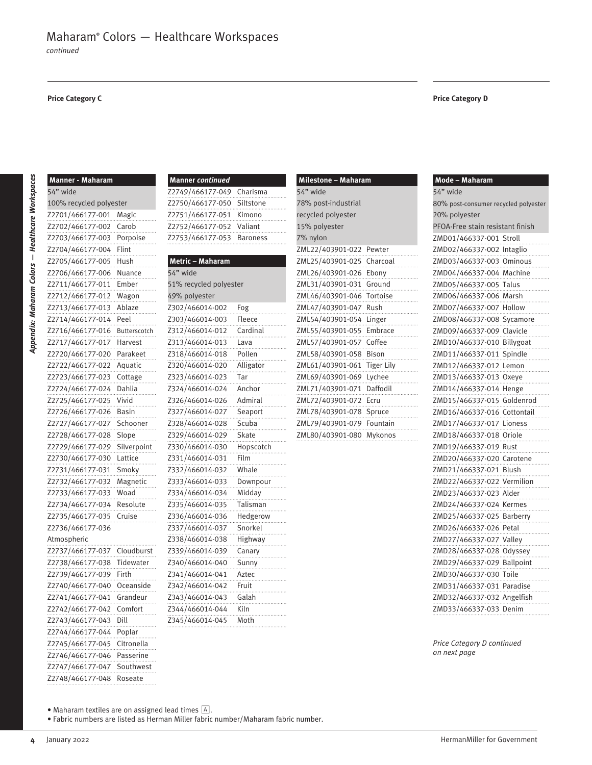# Maharam® Colors — Healthcare Workspaces

*continued*

**Price Category C**

| Manner - Maharam | |
|---|---|
| 54" wide | |
| 100% recycled polyester | |
| Z2701/466177-001 | Magic |
| Z2702/466177-002 | Carob |
| Z2703/466177-003 | Porpoise |
| Z2704/466177-004 | Flint |
| Z2705/466177-005 | Hush |
| Z2706/466177-006 | Nuance |
| Z2711/466177-011 | Ember |
| Z2712/466177-012 | Wagon |
| Z2713/466177-013 | Ablaze |
| Z2714/466177-014 | Peel |
| Z2716/466177-016 | Butterscotch |
| Z2717/466177-017 | Harvest |
| Z2720/466177-020 | Parakeet |
| Z2722/466177-022 | Aquatic |
| Z2723/466177-023 | Cottage |
| Z2724/466177-024 | Dahlia |
| Z2725/466177-025 | Vivid |
| Z2726/466177-026 | Basin |
| Z2727/466177-027 | Schooner |
| Z2728/466177-028 | Slope |
| Z2729/466177-029 | Silverpoint |
| Z2730/466177-030 | Lattice |
| Z2731/466177-031 | Smoky |
| Z2732/466177-032 | Magnetic |
| Z2733/466177-033 | Woad |
| Z2734/466177-034 | Resolute |
| Z2735/466177-035 | Cruise |
| Z2736/466177-036 | Atmospheric |
| Z2737/466177-037 | Cloudburst |
| Z2738/466177-038 | Tidewater |
| Z2739/466177-039 | Firth |
| Z2740/466177-040 | Oceanside |
| Z2741/466177-041 | Grandeur |
| Z2742/466177-042 | Comfort |
| Z2743/466177-043 | Dill |
| Z2744/466177-044 | Poplar |
| Z2745/466177-045 | Citronella |
| Z2746/466177-046 | Passerine |
| Z2747/466177-047 | Southwest |
| Z2748/466177-048 | Roseate |

| Manner *continued* | |
|---|---|
| Z2749/466177-049 | Charisma |
| Z2750/466177-050 | Siltstone |
| Z2751/466177-051 | Kimono |
| Z2752/466177-052 | Valiant |
| Z2753/466177-053 | Baroness |

| Metric – Maharam | |
|---|---|
| 54" wide | |
| 51% recycled polyester | |
| 49% polyester | |
| Z302/466014-002 | Fog |
| Z303/466014-003 | Fleece |
| Z312/466014-012 | Cardinal |
| Z313/466014-013 | Lava |
| Z318/466014-018 | Pollen |
| Z320/466014-020 | Alligator |
| Z323/466014-023 | Tar |
| Z324/466014-024 | Anchor |
| Z326/466014-026 | Admiral |
| Z327/466014-027 | Seaport |
| Z328/466014-028 | Scuba |
| Z329/466014-029 | Skate |
| Z330/466014-030 | Hopscotch |
| Z331/466014-031 | Film |
| Z332/466014-032 | Whale |
| Z333/466014-033 | Downpour |
| Z334/466014-034 | Midday |
| Z335/466014-035 | Talisman |
| Z336/466014-036 | Hedgerow |
| Z337/466014-037 | Snorkel |
| Z338/466014-038 | Highway |
| Z339/466014-039 | Canary |
| Z340/466014-040 | Sunny |
| Z341/466014-041 | Aztec |
| Z342/466014-042 | Fruit |
| Z343/466014-043 | Galah |
| Z344/466014-044 | Kiln |
| Z345/466014-045 | Moth |

| Milestone – Maharam | |
|---|---|
| 54" wide | |
| 78% post-industrial recycled polyester | |
| 15% polyester | |
| 7% nylon | |
| ZML22/403901-022 | Pewter |
| ZML25/403901-025 | Charcoal |
| ZML26/403901-026 | Ebony |
| ZML31/403901-031 | Ground |
| ZML46/403901-046 | Tortoise |
| ZML47/403901-047 | Rush |
| ZML54/403901-054 | Linger |
| ZML55/403901-055 | Embrace |
| ZML57/403901-057 | Coffee |
| ZML58/403901-058 | Bison |
| ZML61/403901-061 | Tiger Lily |
| ZML69/403901-069 | Lychee |
| ZML71/403901-071 | Daffodil |
| ZML72/403901-072 | Ecru |
| ZML78/403901-078 | Spruce |
| ZML79/403901-079 | Fountain |
| ZML80/403901-080 | Mykonos |

**Price Category D**

| Mode – Maharam | |
|---|---|
| 54" wide | |
| 80% post-consumer recycled polyester | |
| 20% polyester | |
| PFOA-Free stain resistant finish | |
| ZMD01/466337-001 | Stroll |
| ZMD02/466337-002 | Intaglio |
| ZMD03/466337-003 | Ominous |
| ZMD04/466337-004 | Machine |
| ZMD05/466337-005 | Talus |
| ZMD06/466337-006 | Marsh |
| ZMD07/466337-007 | Hollow |
| ZMD08/466337-008 | Sycamore |
| ZMD09/466337-009 | Clavicle |
| ZMD10/466337-010 | Billygoat |
| ZMD11/466337-011 | Spindle |
| ZMD12/466337-012 | Lemon |
| ZMD13/466337-013 | Oxeye |
| ZMD14/466337-014 | Henge |
| ZMD15/466337-015 | Goldenrod |
| ZMD16/466337-016 | Cottontail |
| ZMD17/466337-017 | Lioness |
| ZMD18/466337-018 | Oriole |
| ZMD19/466337-019 | Rust |
| ZMD20/466337-020 | Carotene |
| ZMD21/466337-021 | Blush |
| ZMD22/466337-022 | Vermilion |
| ZMD23/466337-023 | Alder |
| ZMD24/466337-024 | Kermes |
| ZMD25/466337-025 | Barberry |
| ZMD26/466337-026 | Petal |
| ZMD27/466337-027 | Valley |
| ZMD28/466337-028 | Odyssey |
| ZMD29/466337-029 | Ballpoint |
| ZMD30/466337-030 | Toile |
| ZMD31/466337-031 | Paradise |
| ZMD32/466337-032 | Angelfish |
| ZMD33/466337-033 | Denim |

*Price Category D continued on next page*

- Maharam textiles are on assigned lead times [A].
- Fabric numbers are listed as Herman Miller fabric number/Maharam fabric number.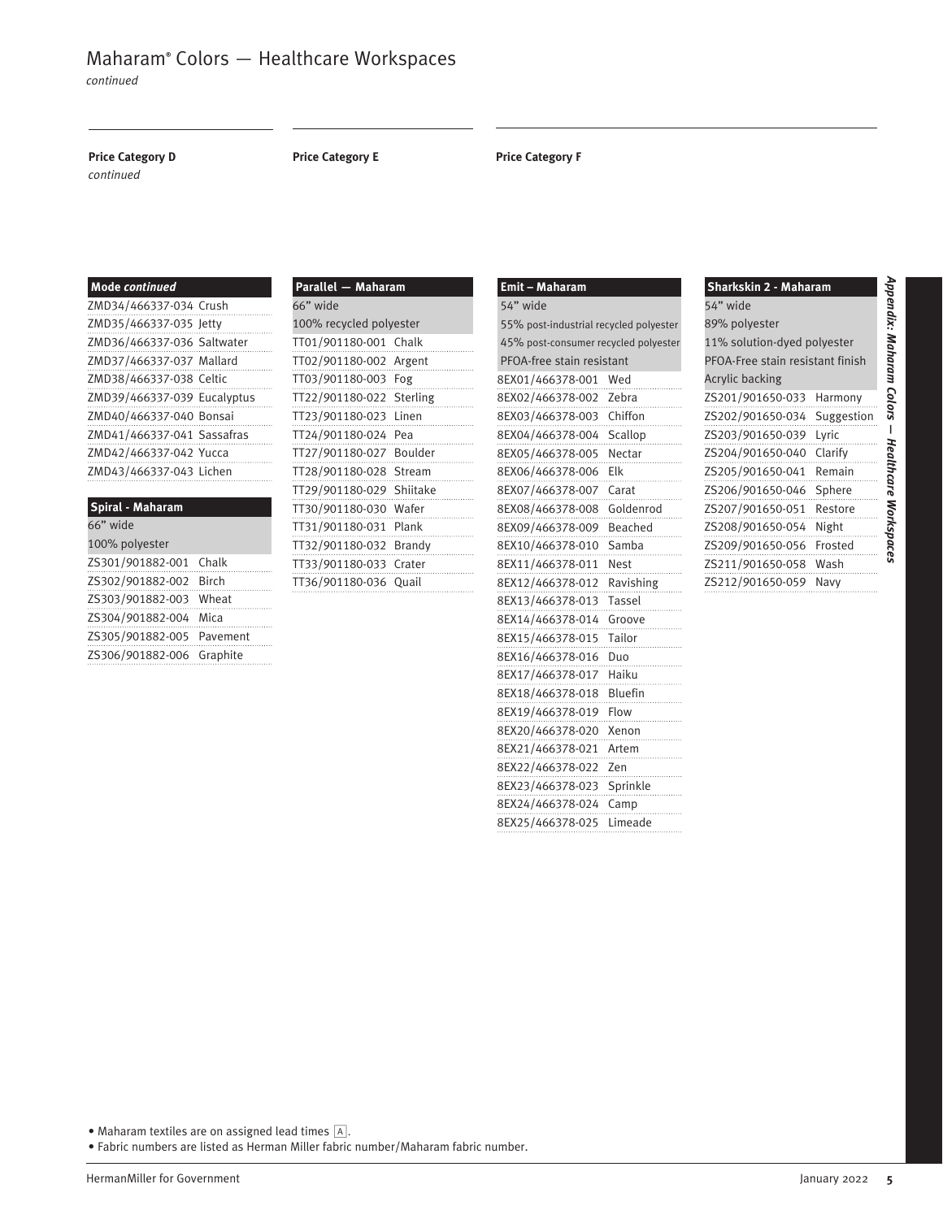# Maharam® Colors — Healthcare Workspaces

*continued*

**Price Category D**
*continued*

| Mode *continued* |
|---|
| ZMD34/466337-034 Crush |
| ZMD35/466337-035 Jetty |
| ZMD36/466337-036 Saltwater |
| ZMD37/466337-037 Mallard |
| ZMD38/466337-038 Celtic |
| ZMD39/466337-039 Eucalyptus |
| ZMD40/466337-040 Bonsai |
| ZMD41/466337-041 Sassafras |
| ZMD42/466337-042 Yucca |
| ZMD43/466337-043 Lichen |

| Spiral - Maharam |
|---|
| 66" wide |
| 100% polyester |
| ZS301/901882-001 Chalk |
| ZS302/901882-002 Birch |
| ZS303/901882-003 Wheat |
| ZS304/901882-004 Mica |
| ZS305/901882-005 Pavement |
| ZS306/901882-006 Graphite |

**Price Category E**

| Parallel — Maharam |
|---|
| 66" wide |
| 100% recycled polyester |
| TT01/901180-001 Chalk |
| TT02/901180-002 Argent |
| TT03/901180-003 Fog |
| TT22/901180-022 Sterling |
| TT23/901180-023 Linen |
| TT24/901180-024 Pea |
| TT27/901180-027 Boulder |
| TT28/901180-028 Stream |
| TT29/901180-029 Shiitake |
| TT30/901180-030 Wafer |
| TT31/901180-031 Plank |
| TT32/901180-032 Brandy |
| TT33/901180-033 Crater |
| TT36/901180-036 Quail |

**Price Category F**

| Emit – Maharam |
|---|
| 54" wide |
| 55% post-industrial recycled polyester |
| 45% post-consumer recycled polyester |
| PFOA-free stain resistant |
| 8EX01/466378-001 Wed |
| 8EX02/466378-002 Zebra |
| 8EX03/466378-003 Chiffon |
| 8EX04/466378-004 Scallop |
| 8EX05/466378-005 Nectar |
| 8EX06/466378-006 Elk |
| 8EX07/466378-007 Carat |
| 8EX08/466378-008 Goldenrod |
| 8EX09/466378-009 Beached |
| 8EX10/466378-010 Samba |
| 8EX11/466378-011 Nest |
| 8EX12/466378-012 Ravishing |
| 8EX13/466378-013 Tassel |
| 8EX14/466378-014 Groove |
| 8EX15/466378-015 Tailor |
| 8EX16/466378-016 Duo |
| 8EX17/466378-017 Haiku |
| 8EX18/466378-018 Bluefin |
| 8EX19/466378-019 Flow |
| 8EX20/466378-020 Xenon |
| 8EX21/466378-021 Artem |
| 8EX22/466378-022 Zen |
| 8EX23/466378-023 Sprinkle |
| 8EX24/466378-024 Camp |
| 8EX25/466378-025 Limeade |

| Sharkskin 2 - Maharam |
|---|
| 54" wide |
| 89% polyester |
| 11% solution-dyed polyester |
| PFOA-Free stain resistant finish |
| Acrylic backing |
| ZS201/901650-033 Harmony |
| ZS202/901650-034 Suggestion |
| ZS203/901650-039 Lyric |
| ZS204/901650-040 Clarify |
| ZS205/901650-041 Remain |
| ZS206/901650-046 Sphere |
| ZS207/901650-051 Restore |
| ZS208/901650-054 Night |
| ZS209/901650-056 Frosted |
| ZS211/901650-058 Wash |
| ZS212/901650-059 Navy |

- Maharam textiles are on assigned lead times A.
- Fabric numbers are listed as Herman Miller fabric number/Maharam fabric number.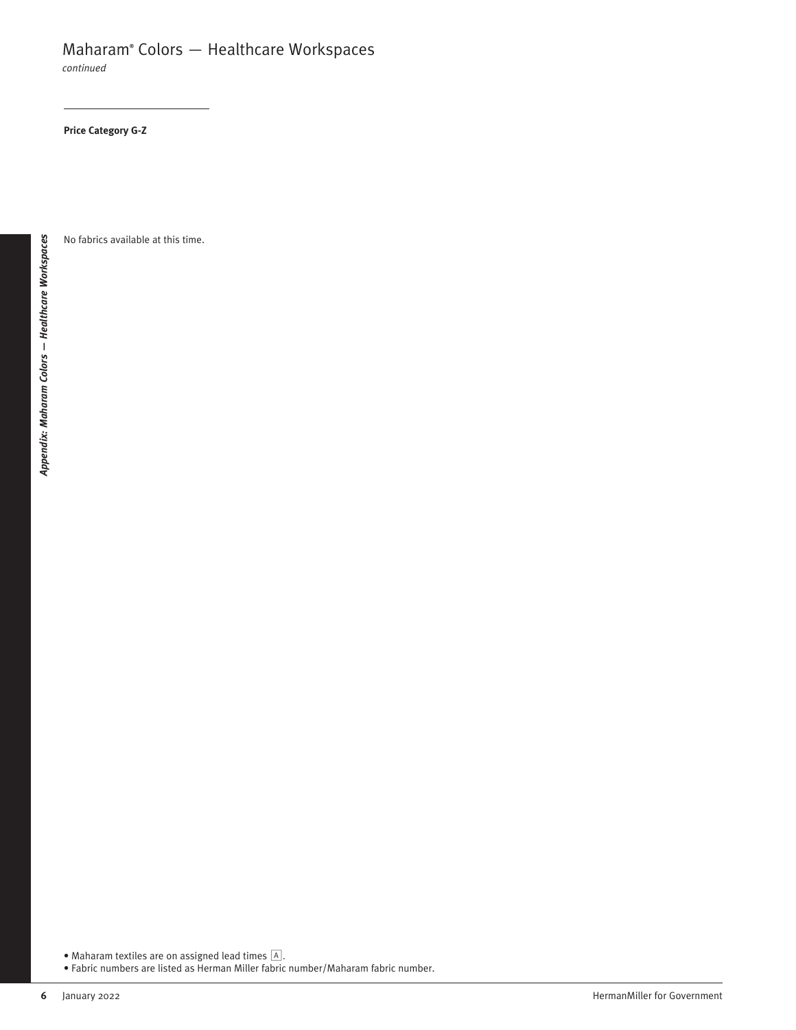# Maharam® Colors — Healthcare Workspaces

*continued*

**Price Category G-Z**

No fabrics available at this time.

- Maharam textiles are on assigned lead times [A].
- Fabric numbers are listed as Herman Miller fabric number/Maharam fabric number.